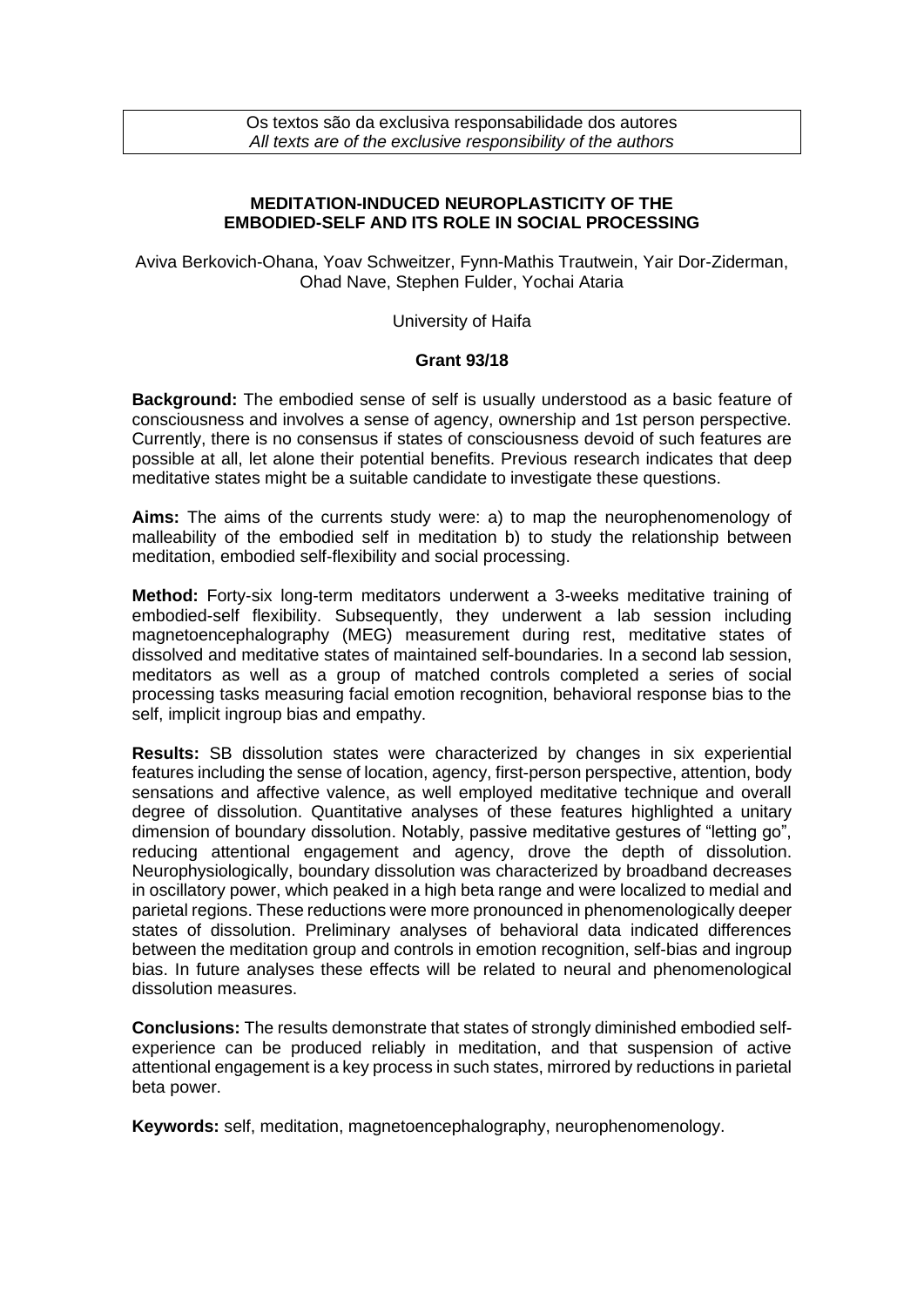Os textos são da exclusiva responsabilidade dos autores
*All texts are of the exclusive responsibility of the authors*

**MEDITATION-INDUCED NEUROPLASTICITY OF THE EMBODIED-SELF AND ITS ROLE IN SOCIAL PROCESSING**

Aviva Berkovich-Ohana, Yoav Schweitzer, Fynn-Mathis Trautwein, Yair Dor-Ziderman, Ohad Nave, Stephen Fulder, Yochai Ataria

University of Haifa

**Grant 93/18**

**Background:** The embodied sense of self is usually understood as a basic feature of consciousness and involves a sense of agency, ownership and 1st person perspective. Currently, there is no consensus if states of consciousness devoid of such features are possible at all, let alone their potential benefits. Previous research indicates that deep meditative states might be a suitable candidate to investigate these questions.

**Aims:** The aims of the currents study were: a) to map the neurophenomenology of malleability of the embodied self in meditation b) to study the relationship between meditation, embodied self-flexibility and social processing.

**Method:** Forty-six long-term meditators underwent a 3-weeks meditative training of embodied-self flexibility. Subsequently, they underwent a lab session including magnetoencephalography (MEG) measurement during rest, meditative states of dissolved and meditative states of maintained self-boundaries. In a second lab session, meditators as well as a group of matched controls completed a series of social processing tasks measuring facial emotion recognition, behavioral response bias to the self, implicit ingroup bias and empathy.

**Results:** SB dissolution states were characterized by changes in six experiential features including the sense of location, agency, first-person perspective, attention, body sensations and affective valence, as well employed meditative technique and overall degree of dissolution. Quantitative analyses of these features highlighted a unitary dimension of boundary dissolution. Notably, passive meditative gestures of "letting go", reducing attentional engagement and agency, drove the depth of dissolution. Neurophysiologically, boundary dissolution was characterized by broadband decreases in oscillatory power, which peaked in a high beta range and were localized to medial and parietal regions. These reductions were more pronounced in phenomenologically deeper states of dissolution. Preliminary analyses of behavioral data indicated differences between the meditation group and controls in emotion recognition, self-bias and ingroup bias. In future analyses these effects will be related to neural and phenomenological dissolution measures.

**Conclusions:** The results demonstrate that states of strongly diminished embodied self-experience can be produced reliably in meditation, and that suspension of active attentional engagement is a key process in such states, mirrored by reductions in parietal beta power.

**Keywords:** self, meditation, magnetoencephalography, neurophenomenology.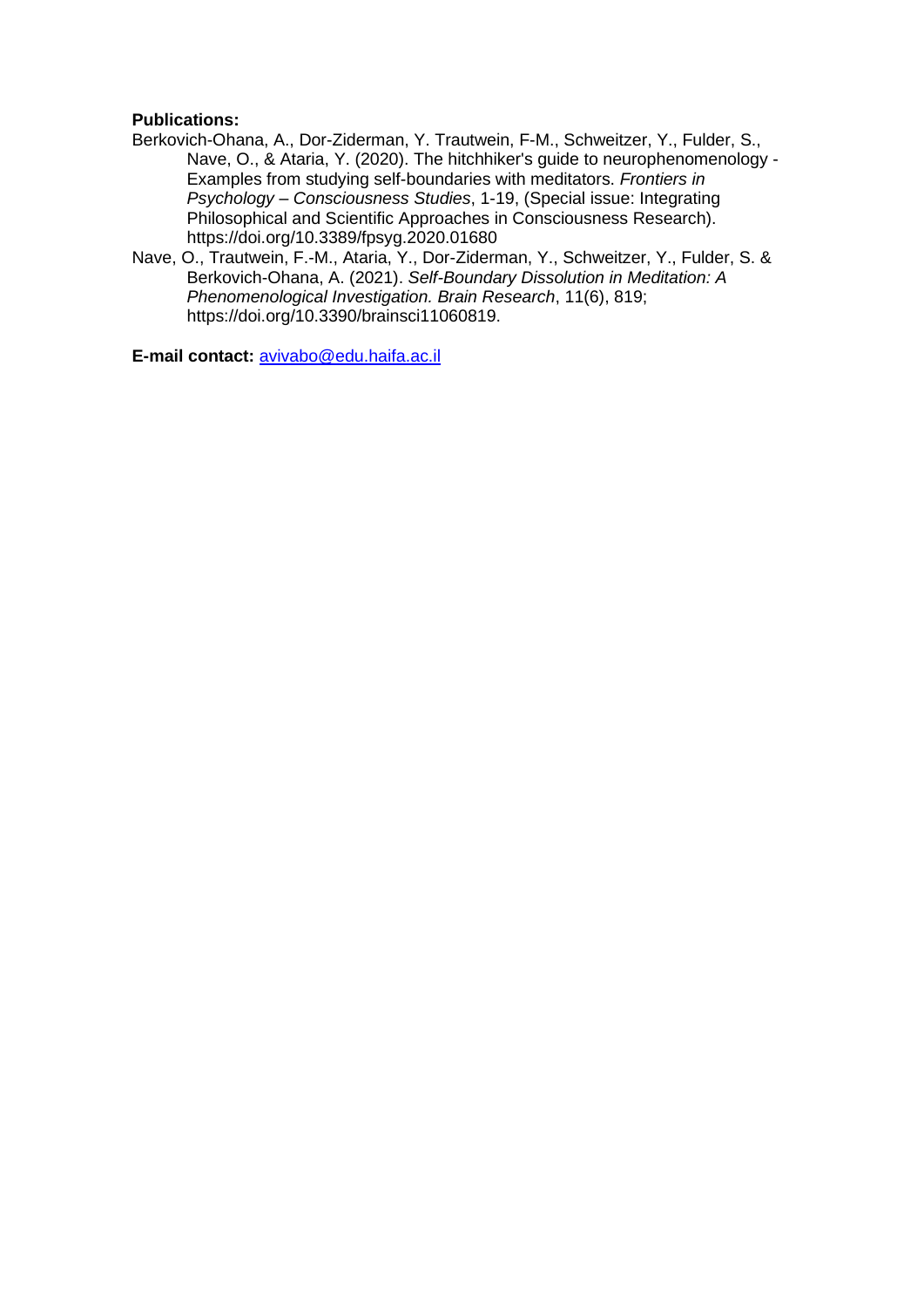**Publications:**

Berkovich-Ohana, A., Dor-Ziderman, Y. Trautwein, F-M., Schweitzer, Y., Fulder, S., Nave, O., & Ataria, Y. (2020). The hitchhiker's guide to neurophenomenology - Examples from studying self-boundaries with meditators. *Frontiers in Psychology – Consciousness Studies*, 1-19, (Special issue: Integrating Philosophical and Scientific Approaches in Consciousness Research). https://doi.org/10.3389/fpsyg.2020.01680

Nave, O., Trautwein, F.-M., Ataria, Y., Dor-Ziderman, Y., Schweitzer, Y., Fulder, S. & Berkovich-Ohana, A. (2021). *Self-Boundary Dissolution in Meditation: A Phenomenological Investigation. Brain Research*, 11(6), 819; https://doi.org/10.3390/brainsci11060819.

**E-mail contact:** avivabo@edu.haifa.ac.il